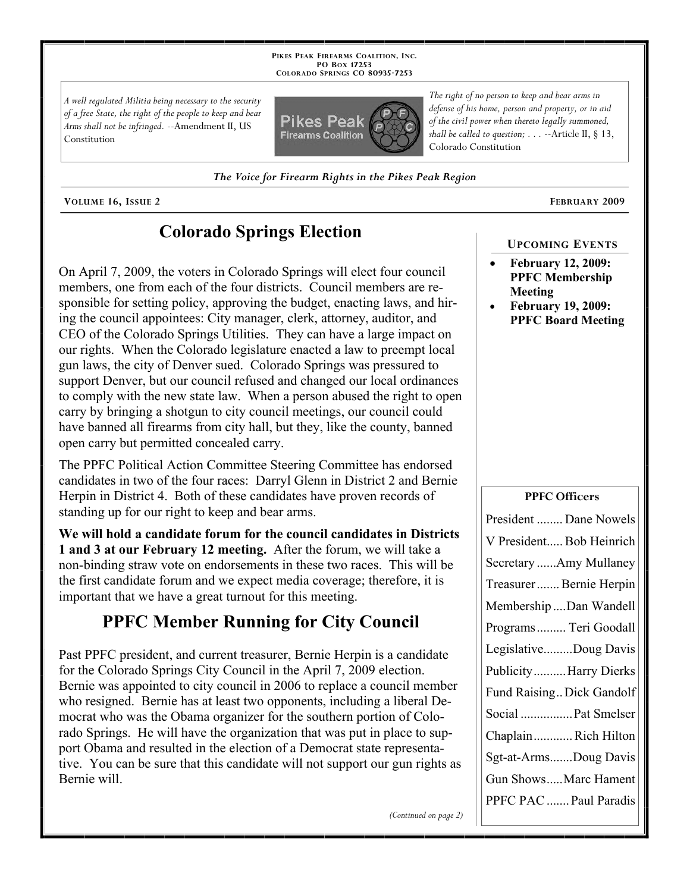Pikes Peak Firearms Coalition, Inc.
PO Box 17253
Colorado Springs CO 80935-7253

*A well regulated Militia being necessary to the security of a free State, the right of the people to keep and bear Arms shall not be infringed.* --Amendment II, US Constitution

*The right of no person to keep and bear arms in defense of his home, person and property, or in aid of the civil power when thereto legally summoned, shall be called to question; . . .* --Article II, § 13, Colorado Constitution

*The Voice for Firearm Rights in the Pikes Peak Region*

Volume 16, Issue 2 — February 2009

# Colorado Springs Election

On April 7, 2009, the voters in Colorado Springs will elect four council members, one from each of the four districts. Council members are responsible for setting policy, approving the budget, enacting laws, and hiring the council appointees: City manager, clerk, attorney, auditor, and CEO of the Colorado Springs Utilities. They can have a large impact on our rights. When the Colorado legislature enacted a law to preempt local gun laws, the city of Denver sued. Colorado Springs was pressured to support Denver, but our council refused and changed our local ordinances to comply with the new state law. When a person abused the right to open carry by bringing a shotgun to city council meetings, our council could have banned all firearms from city hall, but they, like the county, banned open carry but permitted concealed carry.

The PPFC Political Action Committee Steering Committee has endorsed candidates in two of the four races: Darryl Glenn in District 2 and Bernie Herpin in District 4. Both of these candidates have proven records of standing up for our right to keep and bear arms.

**We will hold a candidate forum for the council candidates in Districts 1 and 3 at our February 12 meeting.** After the forum, we will take a non-binding straw vote on endorsements in these two races. This will be the first candidate forum and we expect media coverage; therefore, it is important that we have a great turnout for this meeting.

# PPFC Member Running for City Council

Past PPFC president, and current treasurer, Bernie Herpin is a candidate for the Colorado Springs City Council in the April 7, 2009 election. Bernie was appointed to city council in 2006 to replace a council member who resigned. Bernie has at least two opponents, including a liberal Democrat who was the Obama organizer for the southern portion of Colorado Springs. He will have the organization that was put in place to support Obama and resulted in the election of a Democrat state representative. You can be sure that this candidate will not support our gun rights as Bernie will.

*(Continued on page 2)*

## Upcoming Events

- **February 12, 2009: PPFC Membership Meeting**
- **February 19, 2009: PPFC Board Meeting**

## PPFC Officers

| Position | Name |
|---|---|
| President | Dane Nowels |
| V President | Bob Heinrich |
| Secretary | Amy Mullaney |
| Treasurer | Bernie Herpin |
| Membership | Dan Wandell |
| Programs | Teri Goodall |
| Legislative | Doug Davis |
| Publicity | Harry Dierks |
| Fund Raising | Dick Gandolf |
| Social | Pat Smelser |
| Chaplain | Rich Hilton |
| Sgt-at-Arms | Doug Davis |
| Gun Shows | Marc Hament |
| PPFC PAC | Paul Paradis |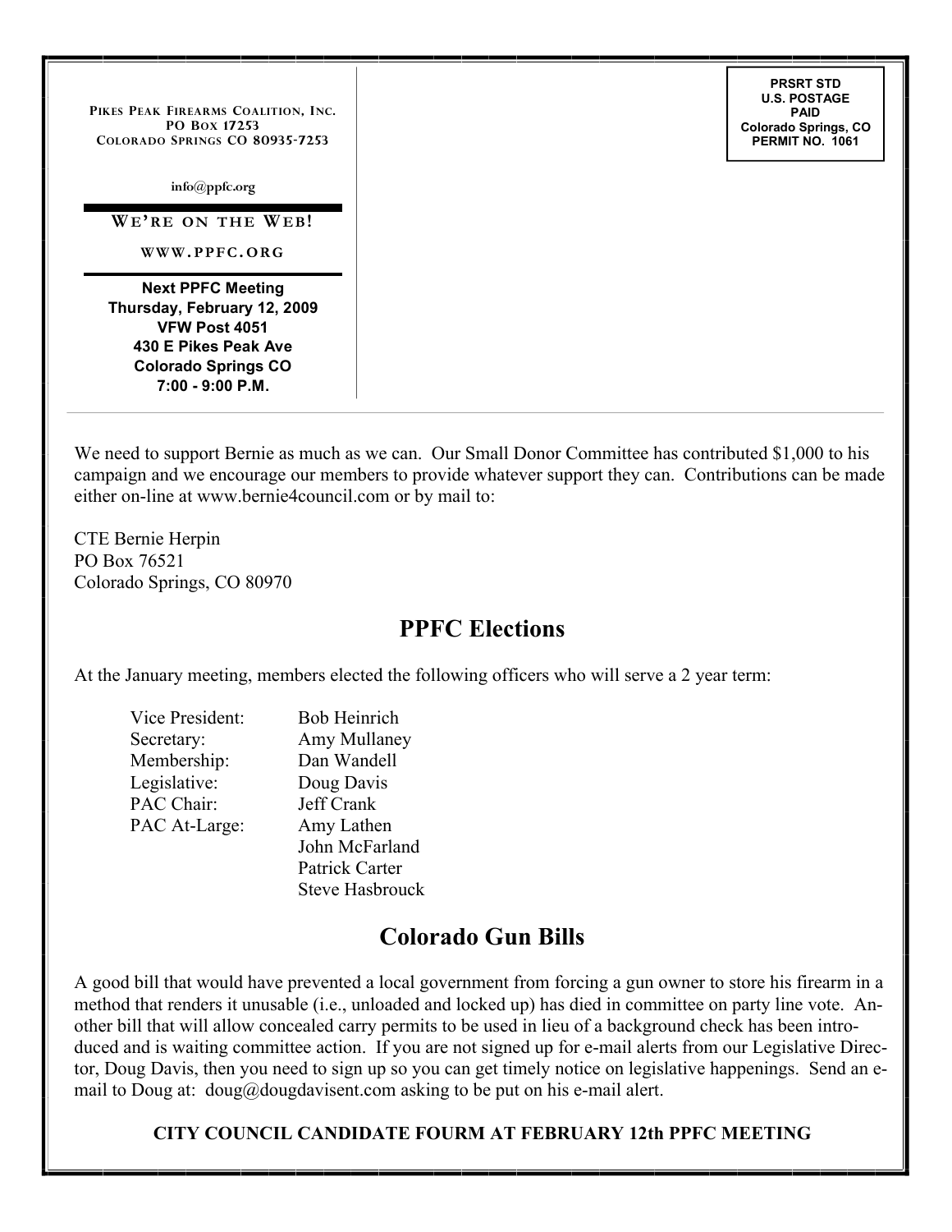PIKES PEAK FIREARMS COALITION, INC.
PO BOX 17253
COLORADO SPRINGS CO 80935-7253

info@ppfc.org

**WE'RE ON THE WEB!**

**WWW.PPFC.ORG**

**Next PPFC Meeting**
**Thursday, February 12, 2009**
**VFW Post 4051**
**430 E Pikes Peak Ave**
**Colorado Springs CO**
**7:00 - 9:00 P.M.**

**PRSRT STD**
**U.S. POSTAGE**
**PAID**
**Colorado Springs, CO**
**PERMIT NO. 1061**

We need to support Bernie as much as we can. Our Small Donor Committee has contributed $1,000 to his campaign and we encourage our members to provide whatever support they can. Contributions can be made either on-line at www.bernie4council.com or by mail to:

CTE Bernie Herpin
PO Box 76521
Colorado Springs, CO 80970

## PPFC Elections

At the January meeting, members elected the following officers who will serve a 2 year term:

| | |
|---|---|
| Vice President: | Bob Heinrich |
| Secretary: | Amy Mullaney |
| Membership: | Dan Wandell |
| Legislative: | Doug Davis |
| PAC Chair: | Jeff Crank |
| PAC At-Large: | Amy Lathen |
| | John McFarland |
| | Patrick Carter |
| | Steve Hasbrouck |

## Colorado Gun Bills

A good bill that would have prevented a local government from forcing a gun owner to store his firearm in a method that renders it unusable (i.e., unloaded and locked up) has died in committee on party line vote. Another bill that will allow concealed carry permits to be used in lieu of a background check has been introduced and is waiting committee action. If you are not signed up for e-mail alerts from our Legislative Director, Doug Davis, then you need to sign up so you can get timely notice on legislative happenings. Send an e-mail to Doug at: doug@dougdavisent.com asking to be put on his e-mail alert.

**CITY COUNCIL CANDIDATE FOURM AT FEBRUARY 12th PPFC MEETING**